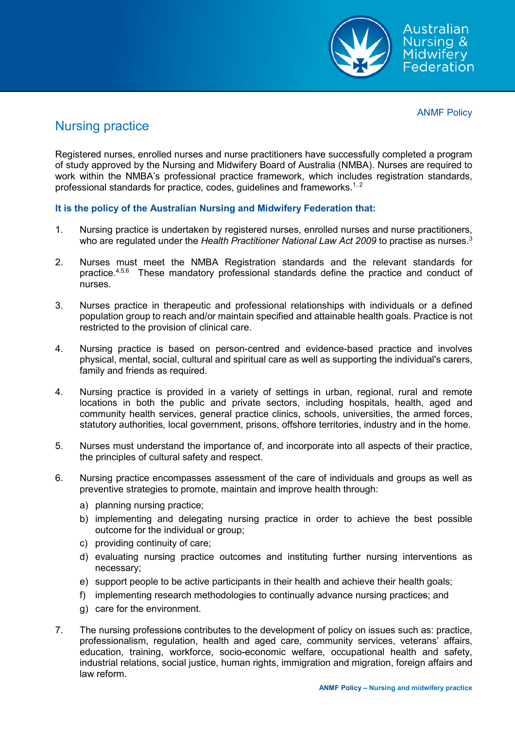ANMF Policy

# Nursing practice

Registered nurses, enrolled nurses and nurse practitioners have successfully completed a program of study approved by the Nursing and Midwifery Board of Australia (NMBA). Nurses are required to work within the NMBA's professional practice framework, which includes registration standards, professional standards for practice, codes, guidelines and frameworks.[1, 2]

**It is the policy of the Australian Nursing and Midwifery Federation that:**

1. Nursing practice is undertaken by registered nurses, enrolled nurses and nurse practitioners, who are regulated under the *Health Practitioner National Law Act 2009* to practise as nurses.[3]

2. Nurses must meet the NMBA Registration standards and the relevant standards for practice.[4,5,6] These mandatory professional standards define the practice and conduct of nurses.

3. Nurses practice in therapeutic and professional relationships with individuals or a defined population group to reach and/or maintain specified and attainable health goals. Practice is not restricted to the provision of clinical care.

4. Nursing practice is based on person-centred and evidence-based practice and involves physical, mental, social, cultural and spiritual care as well as supporting the individual's carers, family and friends as required.

4. Nursing practice is provided in a variety of settings in urban, regional, rural and remote locations in both the public and private sectors, including hospitals, health, aged and community health services, general practice clinics, schools, universities, the armed forces, statutory authorities, local government, prisons, offshore territories, industry and in the home.

5. Nurses must understand the importance of, and incorporate into all aspects of their practice, the principles of cultural safety and respect.

6. Nursing practice encompasses assessment of the care of individuals and groups as well as preventive strategies to promote, maintain and improve health through:
   a) planning nursing practice;
   b) implementing and delegating nursing practice in order to achieve the best possible outcome for the individual or group;
   c) providing continuity of care;
   d) evaluating nursing practice outcomes and instituting further nursing interventions as necessary;
   e) support people to be active participants in their health and achieve their health goals;
   f) implementing research methodologies to continually advance nursing practice~~s~~; and
   g) care for the environment.

7. The nursing profession~~s~~ contributes to the development of policy on issues such as: practice, professionalism, regulation, health and aged care, community services, veterans' affairs, education, training, workforce, socio-economic welfare, occupational health and safety, industrial relations, social justice, human rights, immigration and migration, foreign affairs and law reform.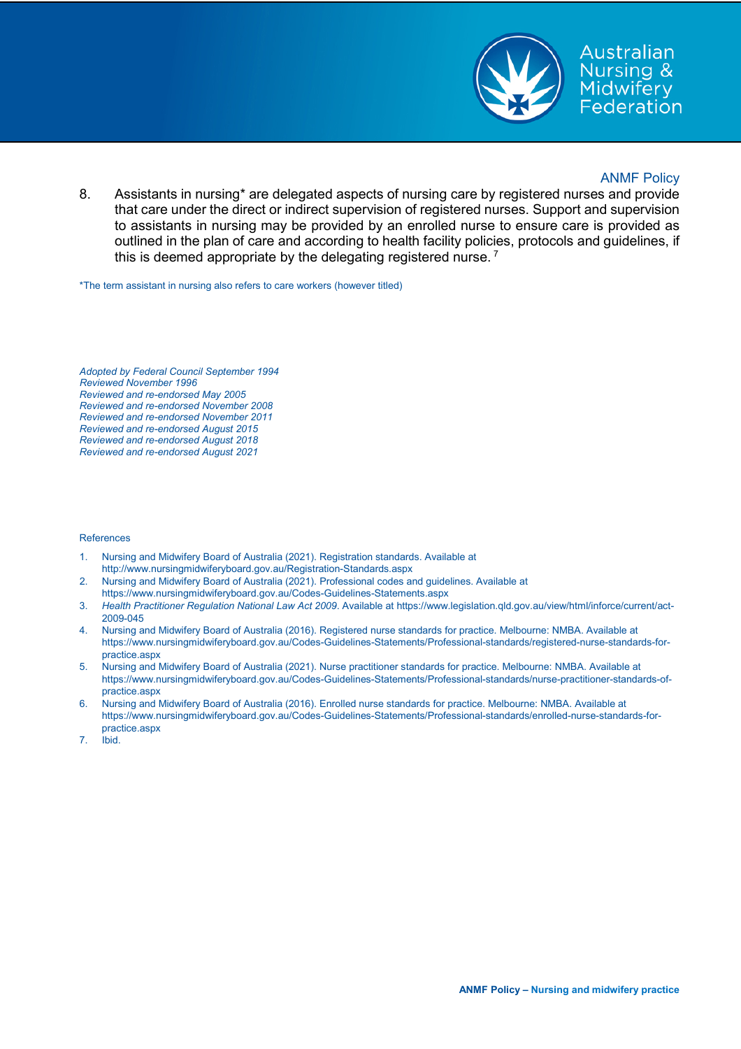8. Assistants in nursing* are delegated aspects of nursing care by registered nurses and provide that care under the direct or indirect supervision of registered nurses. Support and supervision to assistants in nursing may be provided by an enrolled nurse to ensure care is provided as outlined in the plan of care and according to health facility policies, protocols and guidelines, if this is deemed appropriate by the delegating registered nurse. [7]

*The term assistant in nursing also refers to care workers (however titled)

*Adopted by Federal Council September 1994*
*Reviewed November 1996*
*Reviewed and re-endorsed May 2005*
*Reviewed and re-endorsed November 2008*
*Reviewed and re-endorsed November 2011*
*Reviewed and re-endorsed August 2015*
*Reviewed and re-endorsed August 2018*
*Reviewed and re-endorsed August 2021*

References

1. Nursing and Midwifery Board of Australia (2021). Registration standards. Available at http://www.nursingmidwiferyboard.gov.au/Registration-Standards.aspx
2. Nursing and Midwifery Board of Australia (2021). Professional codes and guidelines. Available at https://www.nursingmidwiferyboard.gov.au/Codes-Guidelines-Statements.aspx
3. *Health Practitioner Regulation National Law Act 2009*. Available at https://www.legislation.qld.gov.au/view/html/inforce/current/act-2009-045
4. Nursing and Midwifery Board of Australia (2016). Registered nurse standards for practice. Melbourne: NMBA. Available at https://www.nursingmidwiferyboard.gov.au/Codes-Guidelines-Statements/Professional-standards/registered-nurse-standards-for-practice.aspx
5. Nursing and Midwifery Board of Australia (2021). Nurse practitioner standards for practice. Melbourne: NMBA. Available at https://www.nursingmidwiferyboard.gov.au/Codes-Guidelines-Statements/Professional-standards/nurse-practitioner-standards-of-practice.aspx
6. Nursing and Midwifery Board of Australia (2016). Enrolled nurse standards for practice. Melbourne: NMBA. Available at https://www.nursingmidwiferyboard.gov.au/Codes-Guidelines-Statements/Professional-standards/enrolled-nurse-standards-for-practice.aspx
7. Ibid.